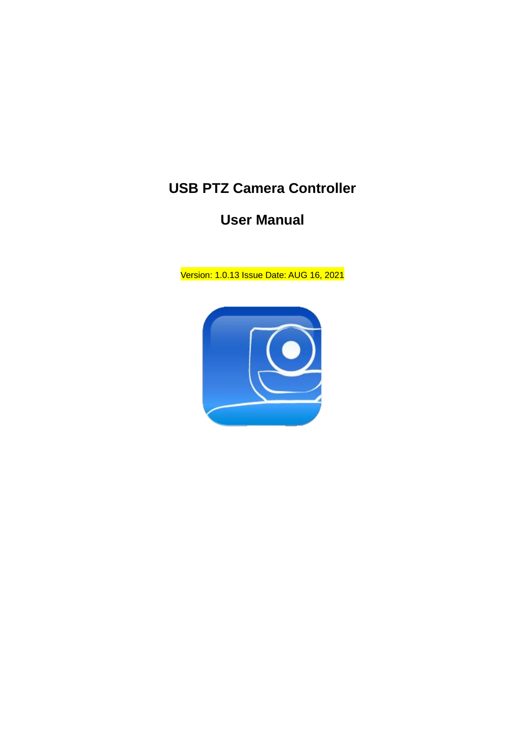# USB PTZ Camera Controller

# User Manual

Version: 1.0.13 Issue Date: AUG 16, 2021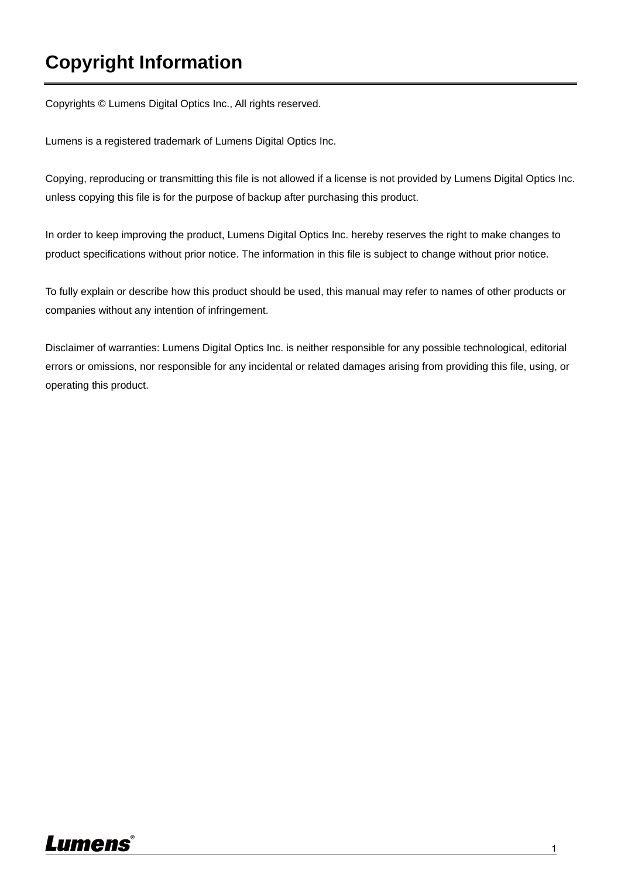# Copyright Information

Copyrights © Lumens Digital Optics Inc., All rights reserved.

Lumens is a registered trademark of Lumens Digital Optics Inc.

Copying, reproducing or transmitting this file is not allowed if a license is not provided by Lumens Digital Optics Inc. unless copying this file is for the purpose of backup after purchasing this product.

In order to keep improving the product, Lumens Digital Optics Inc. hereby reserves the right to make changes to product specifications without prior notice. The information in this file is subject to change without prior notice.

To fully explain or describe how this product should be used, this manual may refer to names of other products or companies without any intention of infringement.

Disclaimer of warranties: Lumens Digital Optics Inc. is neither responsible for any possible technological, editorial errors or omissions, nor responsible for any incidental or related damages arising from providing this file, using, or operating this product.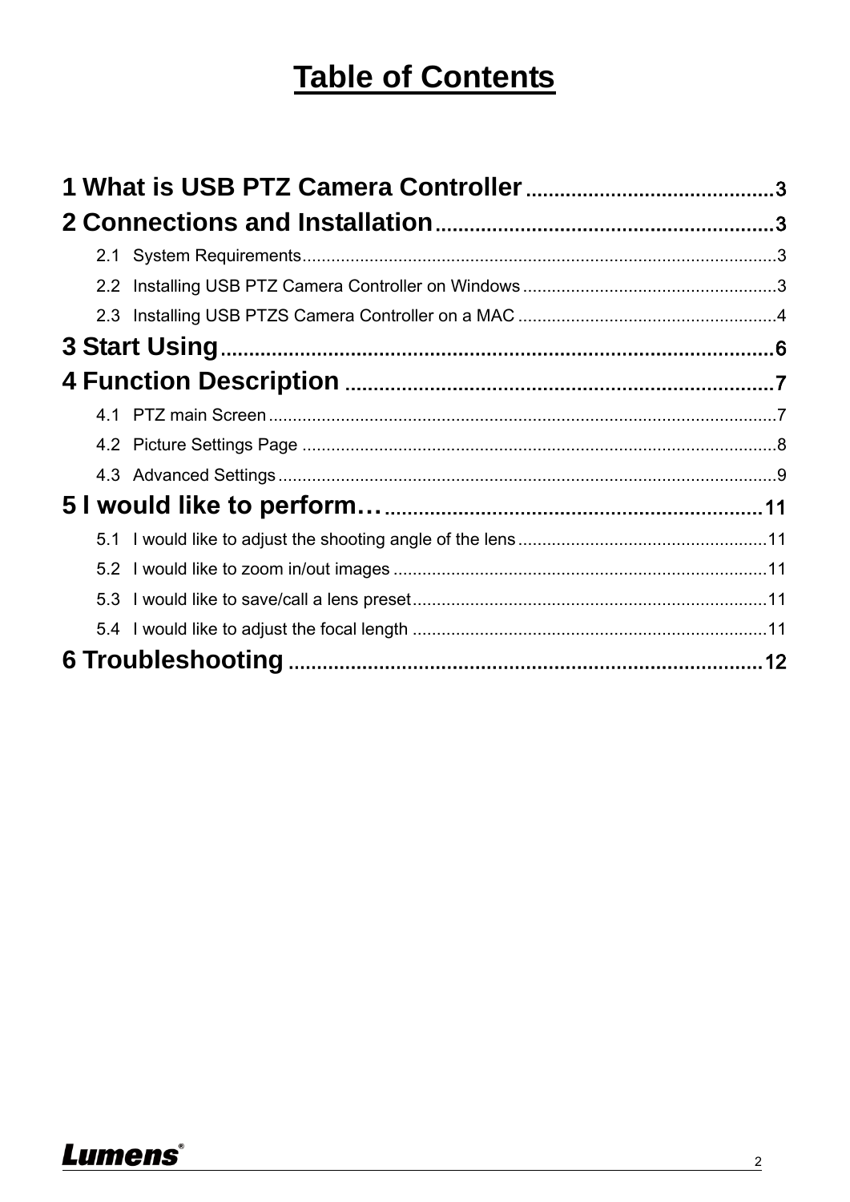# Table of Contents

**1 What is USB PTZ Camera Controller** ........................................ 3

**2 Connections and Installation** ........................................ 3

- 2.1 System Requirements ........................................ 3
- 2.2 Installing USB PTZ Camera Controller on Windows ........................................ 3
- 2.3 Installing USB PTZS Camera Controller on a MAC ........................................ 4

**3 Start Using** ........................................ 6

**4 Function Description** ........................................ 7

- 4.1 PTZ main Screen ........................................ 7
- 4.2 Picture Settings Page ........................................ 8
- 4.3 Advanced Settings ........................................ 9

**5 I would like to perform…** ........................................ 11

- 5.1 I would like to adjust the shooting angle of the lens ........................................ 11
- 5.2 I would like to zoom in/out images ........................................ 11
- 5.3 I would like to save/call a lens preset ........................................ 11
- 5.4 I would like to adjust the focal length ........................................ 11

**6 Troubleshooting** ........................................ 12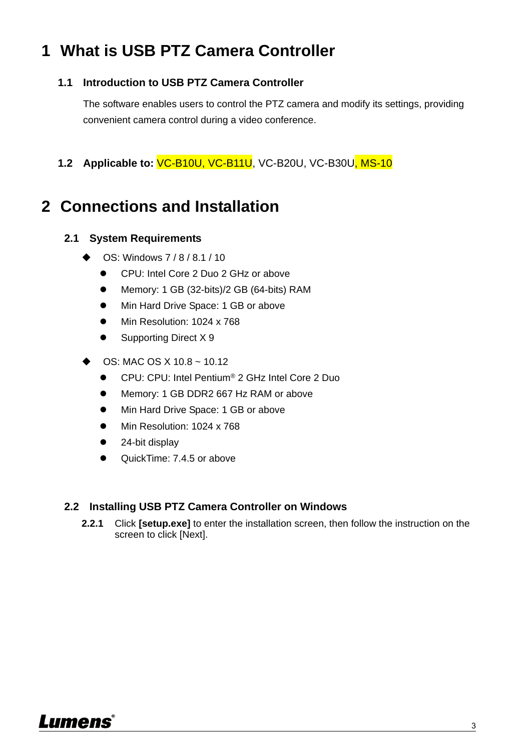# 1 What is USB PTZ Camera Controller

## 1.1 Introduction to USB PTZ Camera Controller

The software enables users to control the PTZ camera and modify its settings, providing convenient camera control during a video conference.

## 1.2 Applicable to: VC-B10U, VC-B11U, VC-B20U, VC-B30U, MS-10

# 2 Connections and Installation

## 2.1 System Requirements

- OS: Windows 7 / 8 / 8.1 / 10
  - CPU: Intel Core 2 Duo 2 GHz or above
  - Memory: 1 GB (32-bits)/2 GB (64-bits) RAM
  - Min Hard Drive Space: 1 GB or above
  - Min Resolution: 1024 x 768
  - Supporting Direct X 9
- OS: MAC OS X 10.8 ~ 10.12
  - CPU: CPU: Intel Pentium® 2 GHz Intel Core 2 Duo
  - Memory: 1 GB DDR2 667 Hz RAM or above
  - Min Hard Drive Space: 1 GB or above
  - Min Resolution: 1024 x 768
  - 24-bit display
  - QuickTime: 7.4.5 or above

## 2.2 Installing USB PTZ Camera Controller on Windows

**2.2.1** Click **[setup.exe]** to enter the installation screen, then follow the instruction on the screen to click [Next].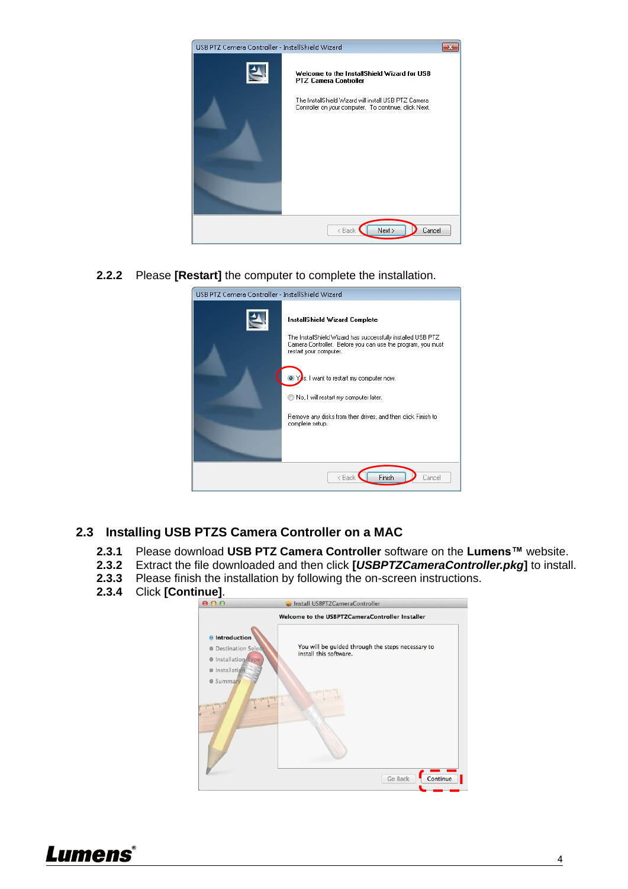**2.2.2** Please **[Restart]** the computer to complete the installation.

## 2.3 Installing USB PTZS Camera Controller on a MAC

**2.3.1** Please download **USB PTZ Camera Controller** software on the **Lumens™** website.
**2.3.2** Extract the file downloaded and then click **[*USBPTZCameraController.pkg*]** to install.
**2.3.3** Please finish the installation by following the on-screen instructions.
**2.3.4** Click **[Continue]**.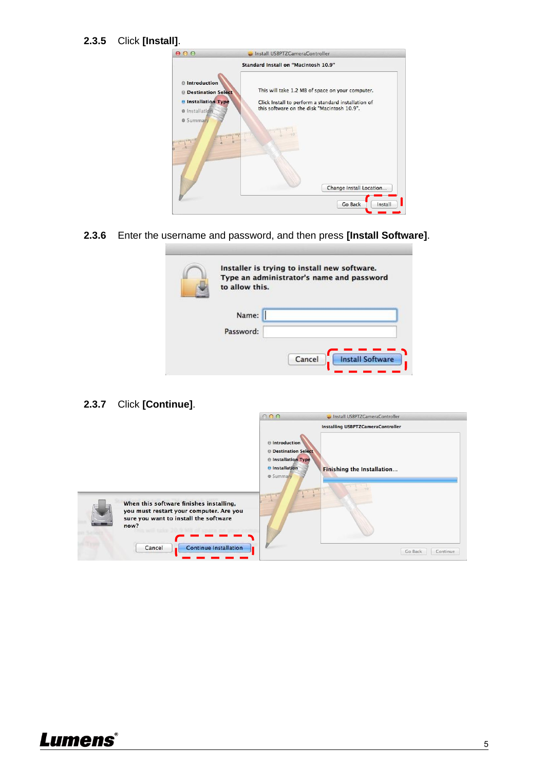2.3.5 Click **[Install]**.

2.3.6 Enter the username and password, and then press **[Install Software]**.

2.3.7 Click **[Continue]**.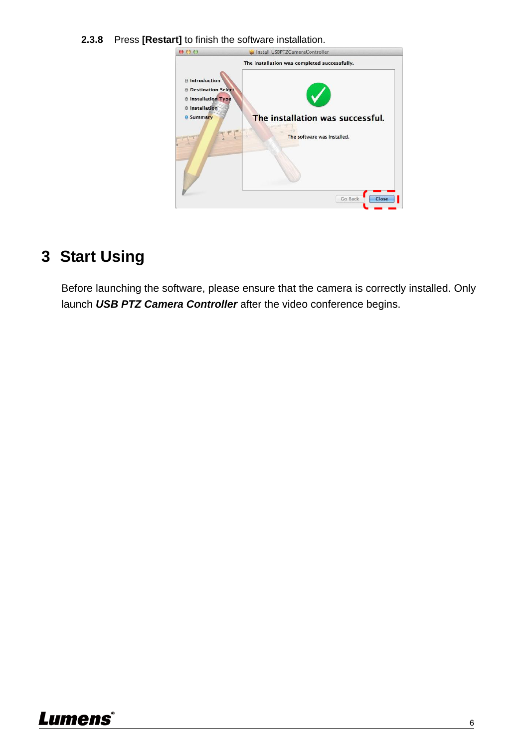**2.3.8** Press **[Restart]** to finish the software installation.

# 3 Start Using

Before launching the software, please ensure that the camera is correctly installed. Only launch ***USB PTZ Camera Controller*** after the video conference begins.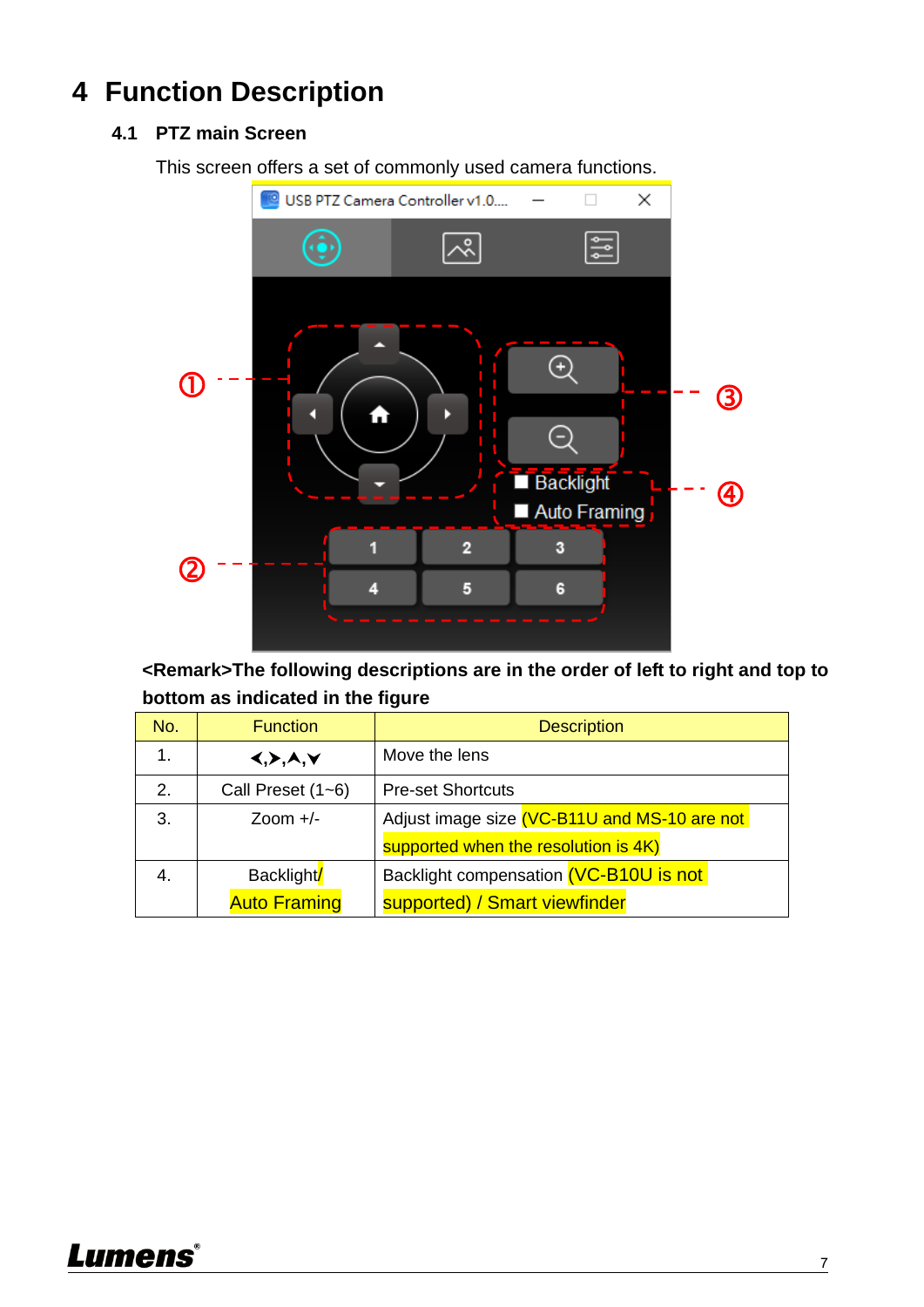# 4 Function Description

## 4.1 PTZ main Screen

This screen offers a set of commonly used camera functions.

**<Remark>The following descriptions are in the order of left to right and top to bottom as indicated in the figure**

| No. | Function | Description |
|---|---|---|
| 1. | <,>,^,v | Move the lens |
| 2. | Call Preset (1~6) | Pre-set Shortcuts |
| 3. | Zoom +/- | Adjust image size (VC-B11U and MS-10 are not supported when the resolution is 4K) |
| 4. | Backlight/ Auto Framing | Backlight compensation (VC-B10U is not supported) / Smart viewfinder |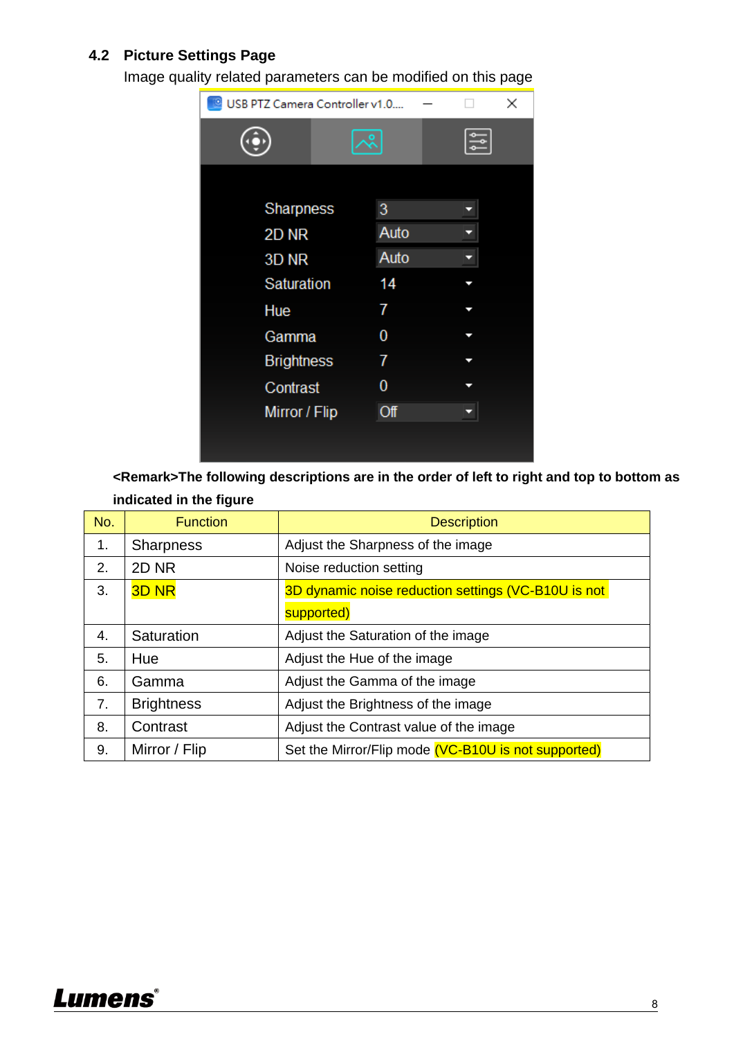## 4.2 Picture Settings Page

Image quality related parameters can be modified on this page

**<Remark>The following descriptions are in the order of left to right and top to bottom as indicated in the figure**

| No. | Function | Description |
|---|---|---|
| 1. | Sharpness | Adjust the Sharpness of the image |
| 2. | 2D NR | Noise reduction setting |
| 3. | 3D NR | 3D dynamic noise reduction settings (VC-B10U is not supported) |
| 4. | Saturation | Adjust the Saturation of the image |
| 5. | Hue | Adjust the Hue of the image |
| 6. | Gamma | Adjust the Gamma of the image |
| 7. | Brightness | Adjust the Brightness of the image |
| 8. | Contrast | Adjust the Contrast value of the image |
| 9. | Mirror / Flip | Set the Mirror/Flip mode (VC-B10U is not supported) |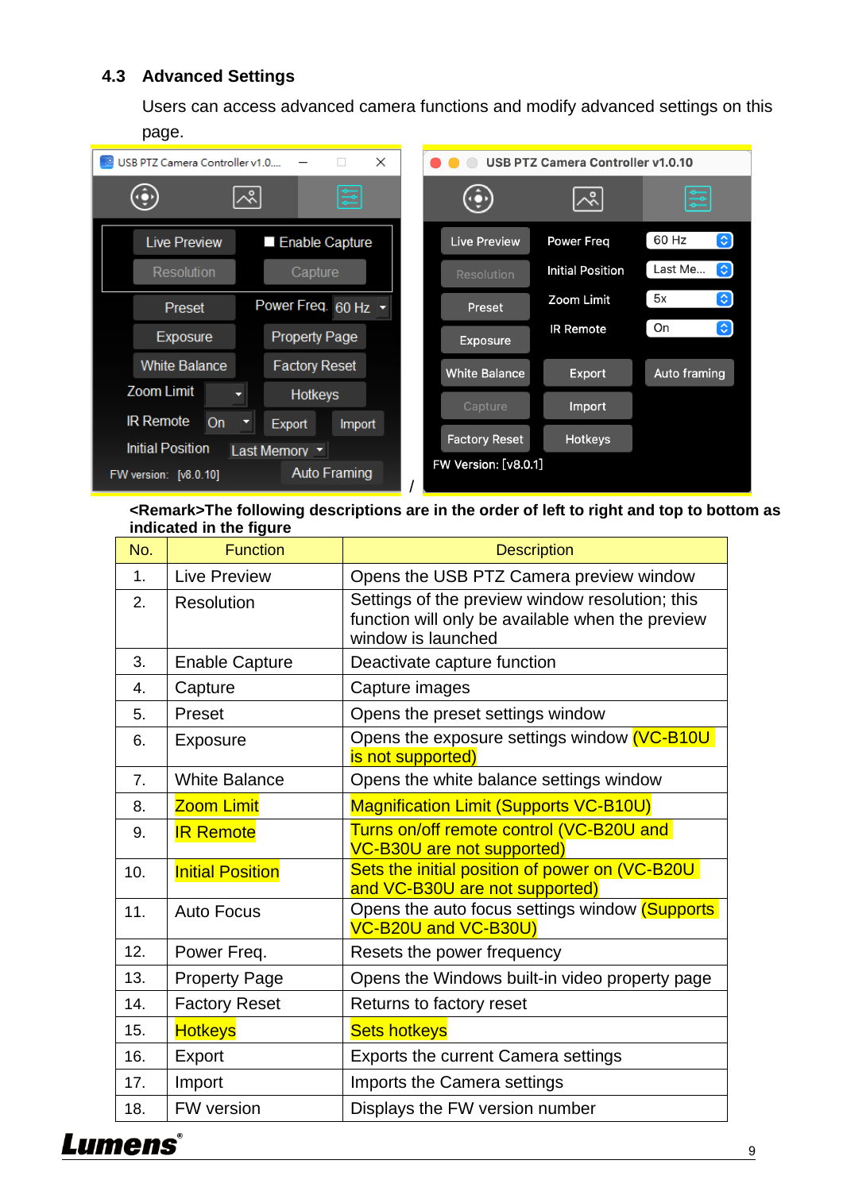## 4.3 Advanced Settings

Users can access advanced camera functions and modify advanced settings on this page.

/

**<Remark>The following descriptions are in the order of left to right and top to bottom as indicated in the figure**

| No. | Function | Description |
|---|---|---|
| 1. | Live Preview | Opens the USB PTZ Camera preview window |
| 2. | Resolution | Settings of the preview window resolution; this function will only be available when the preview window is launched |
| 3. | Enable Capture | Deactivate capture function |
| 4. | Capture | Capture images |
| 5. | Preset | Opens the preset settings window |
| 6. | Exposure | Opens the exposure settings window (VC-B10U is not supported) |
| 7. | White Balance | Opens the white balance settings window |
| 8. | Zoom Limit | Magnification Limit (Supports VC-B10U) |
| 9. | IR Remote | Turns on/off remote control (VC-B20U and VC-B30U are not supported) |
| 10. | Initial Position | Sets the initial position of power on (VC-B20U and VC-B30U are not supported) |
| 11. | Auto Focus | Opens the auto focus settings window (Supports VC-B20U and VC-B30U) |
| 12. | Power Freq. | Resets the power frequency |
| 13. | Property Page | Opens the Windows built-in video property page |
| 14. | Factory Reset | Returns to factory reset |
| 15. | Hotkeys | Sets hotkeys |
| 16. | Export | Exports the current Camera settings |
| 17. | Import | Imports the Camera settings |
| 18. | FW version | Displays the FW version number |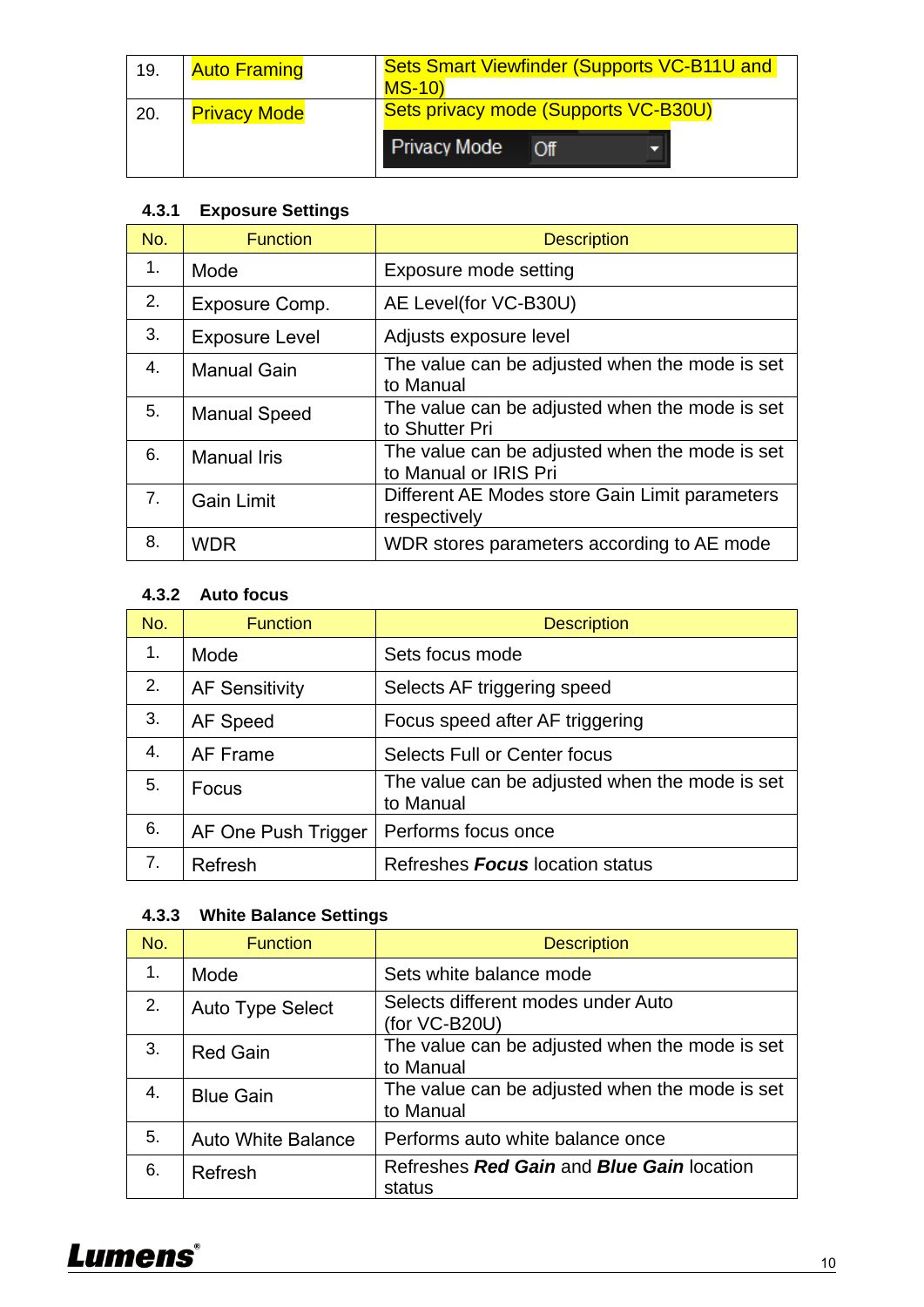| | | |
|---|---|---|
| 19. | Auto Framing | Sets Smart Viewfinder (Supports VC-B11U and MS-10) |
| 20. | Privacy Mode | Sets privacy mode (Supports VC-B30U) Privacy Mode Off |

#### 4.3.1 Exposure Settings

| No. | Function | Description |
|---|---|---|
| 1. | Mode | Exposure mode setting |
| 2. | Exposure Comp. | AE Level(for VC-B30U) |
| 3. | Exposure Level | Adjusts exposure level |
| 4. | Manual Gain | The value can be adjusted when the mode is set to Manual |
| 5. | Manual Speed | The value can be adjusted when the mode is set to Shutter Pri |
| 6. | Manual Iris | The value can be adjusted when the mode is set to Manual or IRIS Pri |
| 7. | Gain Limit | Different AE Modes store Gain Limit parameters respectively |
| 8. | WDR | WDR stores parameters according to AE mode |

#### 4.3.2 Auto focus

| No. | Function | Description |
|---|---|---|
| 1. | Mode | Sets focus mode |
| 2. | AF Sensitivity | Selects AF triggering speed |
| 3. | AF Speed | Focus speed after AF triggering |
| 4. | AF Frame | Selects Full or Center focus |
| 5. | Focus | The value can be adjusted when the mode is set to Manual |
| 6. | AF One Push Trigger | Performs focus once |
| 7. | Refresh | Refreshes ***Focus*** location status |

#### 4.3.3 White Balance Settings

| No. | Function | Description |
|---|---|---|
| 1. | Mode | Sets white balance mode |
| 2. | Auto Type Select | Selects different modes under Auto (for VC-B20U) |
| 3. | Red Gain | The value can be adjusted when the mode is set to Manual |
| 4. | Blue Gain | The value can be adjusted when the mode is set to Manual |
| 5. | Auto White Balance | Performs auto white balance once |
| 6. | Refresh | Refreshes ***Red Gain*** and ***Blue Gain*** location status |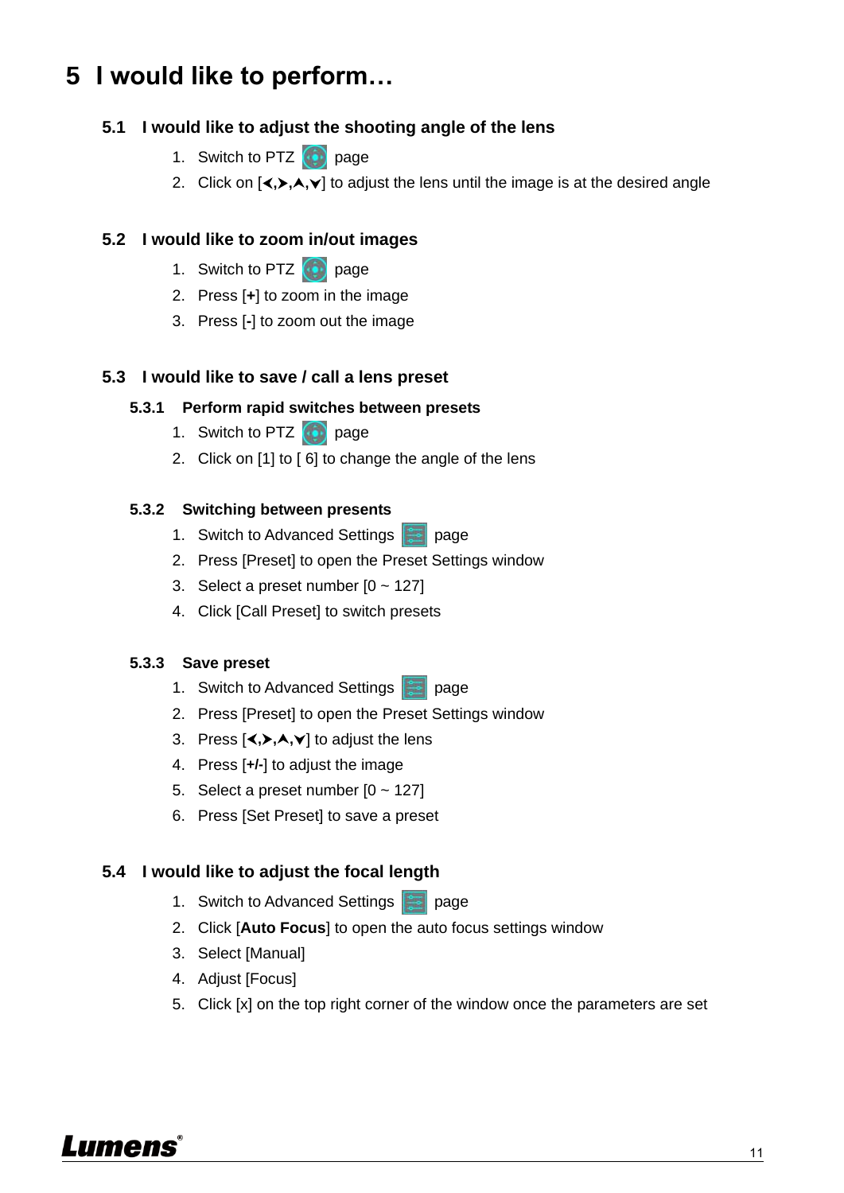# 5 I would like to perform…

## 5.1 I would like to adjust the shooting angle of the lens

1. Switch to PTZ page
2. Click on [<,>,^,v] to adjust the lens until the image is at the desired angle

## 5.2 I would like to zoom in/out images

1. Switch to PTZ page
2. Press [**+**] to zoom in the image
3. Press [**-**] to zoom out the image

## 5.3 I would like to save / call a lens preset

### 5.3.1 Perform rapid switches between presets

1. Switch to PTZ page
2. Click on [1] to [ 6] to change the angle of the lens

### 5.3.2 Switching between presents

1. Switch to Advanced Settings page
2. Press [Preset] to open the Preset Settings window
3. Select a preset number [0 ~ 127]
4. Click [Call Preset] to switch presets

### 5.3.3 Save preset

1. Switch to Advanced Settings page
2. Press [Preset] to open the Preset Settings window
3. Press [<,>,^,v] to adjust the lens
4. Press [**+/-**] to adjust the image
5. Select a preset number [0 ~ 127]
6. Press [Set Preset] to save a preset

## 5.4 I would like to adjust the focal length

1. Switch to Advanced Settings page
2. Click [**Auto Focus**] to open the auto focus settings window
3. Select [Manual]
4. Adjust [Focus]
5. Click [x] on the top right corner of the window once the parameters are set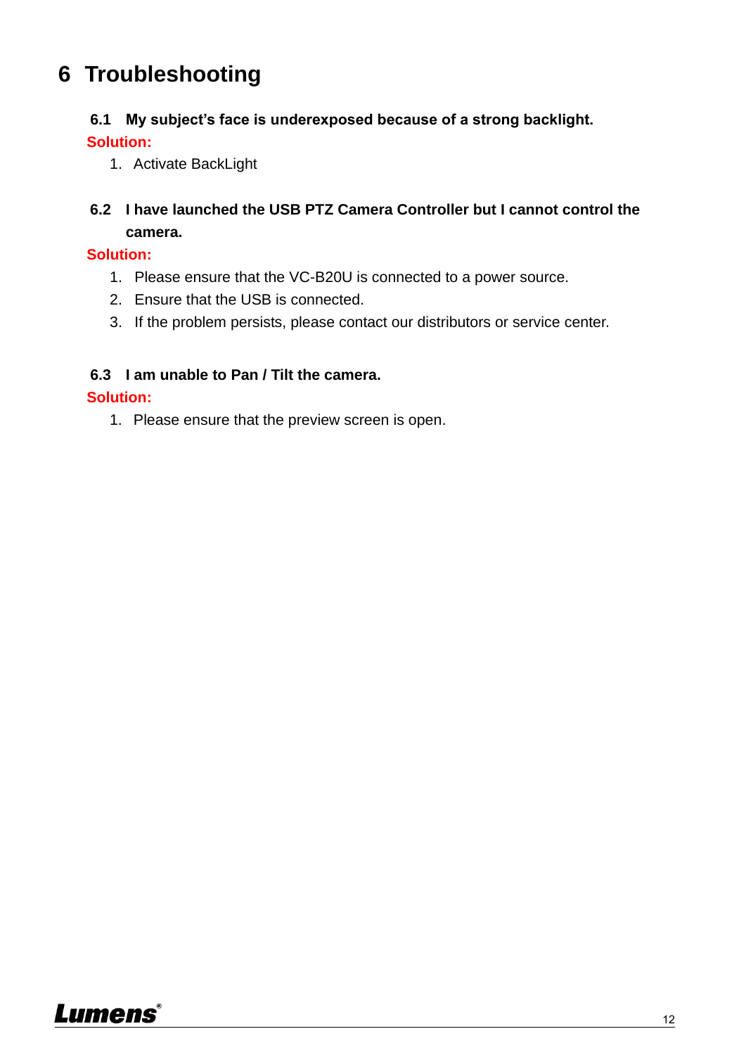# 6 Troubleshooting

## 6.1 My subject's face is underexposed because of a strong backlight.

**Solution:**

1. Activate BackLight

## 6.2 I have launched the USB PTZ Camera Controller but I cannot control the camera.

**Solution:**

1. Please ensure that the VC-B20U is connected to a power source.
2. Ensure that the USB is connected.
3. If the problem persists, please contact our distributors or service center.

## 6.3 I am unable to Pan / Tilt the camera.

**Solution:**

1. Please ensure that the preview screen is open.